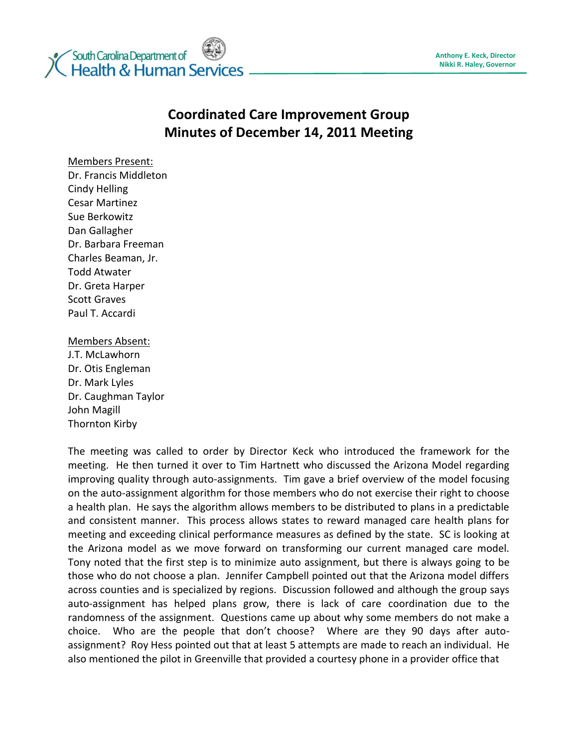South Carolina Department of Health & Human Services

Anthony E. Keck, Director
Nikki R. Haley, Governor

# Coordinated Care Improvement Group
# Minutes of December 14, 2011 Meeting

Members Present:
Dr. Francis Middleton
Cindy Helling
Cesar Martinez
Sue Berkowitz
Dan Gallagher
Dr. Barbara Freeman
Charles Beaman, Jr.
Todd Atwater
Dr. Greta Harper
Scott Graves
Paul T. Accardi

Members Absent:
J.T. McLawhorn
Dr. Otis Engleman
Dr. Mark Lyles
Dr. Caughman Taylor
John Magill
Thornton Kirby

The meeting was called to order by Director Keck who introduced the framework for the meeting. He then turned it over to Tim Hartnett who discussed the Arizona Model regarding improving quality through auto-assignments. Tim gave a brief overview of the model focusing on the auto-assignment algorithm for those members who do not exercise their right to choose a health plan. He says the algorithm allows members to be distributed to plans in a predictable and consistent manner. This process allows states to reward managed care health plans for meeting and exceeding clinical performance measures as defined by the state. SC is looking at the Arizona model as we move forward on transforming our current managed care model. Tony noted that the first step is to minimize auto assignment, but there is always going to be those who do not choose a plan. Jennifer Campbell pointed out that the Arizona model differs across counties and is specialized by regions. Discussion followed and although the group says auto-assignment has helped plans grow, there is lack of care coordination due to the randomness of the assignment. Questions came up about why some members do not make a choice. Who are the people that don't choose? Where are they 90 days after auto-assignment? Roy Hess pointed out that at least 5 attempts are made to reach an individual. He also mentioned the pilot in Greenville that provided a courtesy phone in a provider office that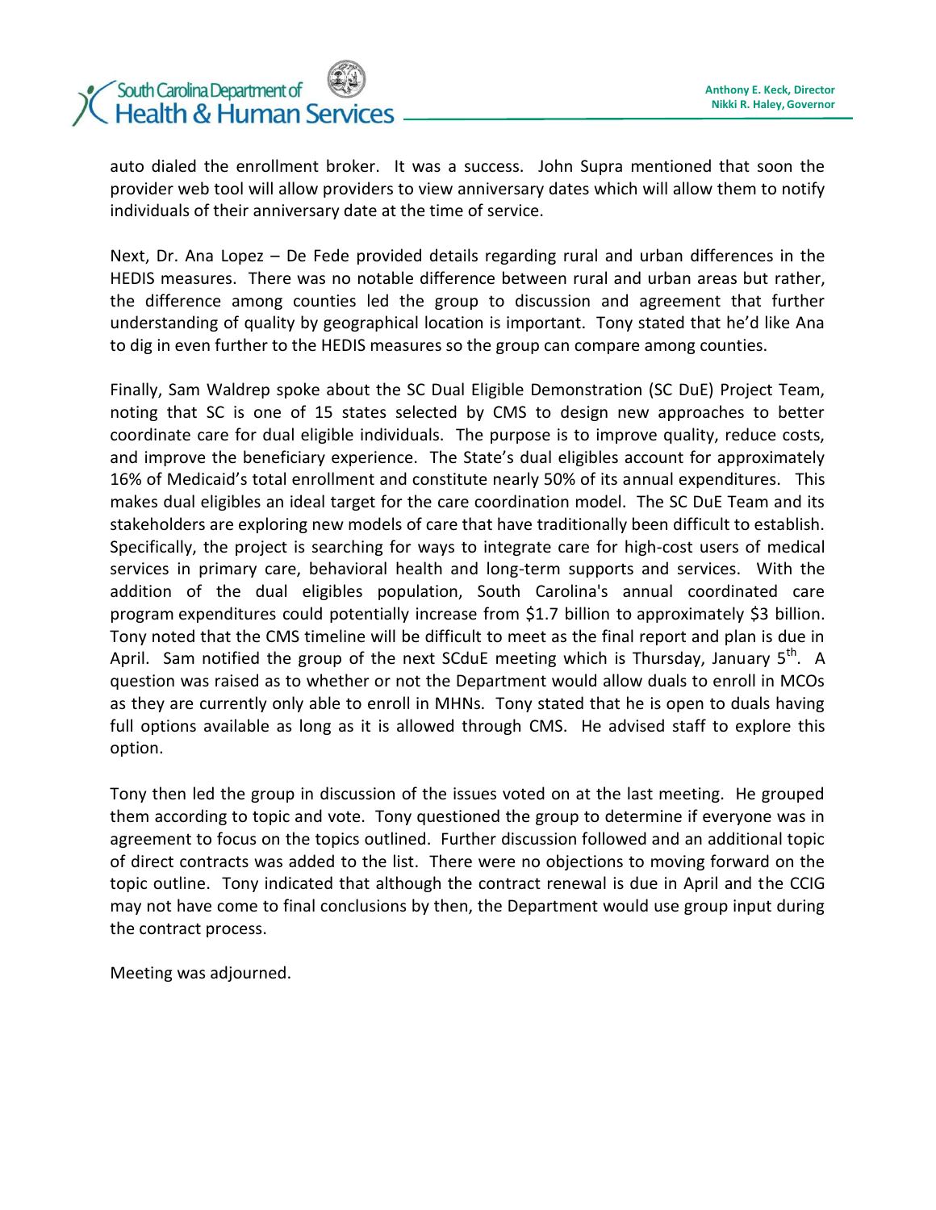auto dialed the enrollment broker. It was a success. John Supra mentioned that soon the provider web tool will allow providers to view anniversary dates which will allow them to notify individuals of their anniversary date at the time of service.

Next, Dr. Ana Lopez – De Fede provided details regarding rural and urban differences in the HEDIS measures. There was no notable difference between rural and urban areas but rather, the difference among counties led the group to discussion and agreement that further understanding of quality by geographical location is important. Tony stated that he'd like Ana to dig in even further to the HEDIS measures so the group can compare among counties.

Finally, Sam Waldrep spoke about the SC Dual Eligible Demonstration (SC DuE) Project Team, noting that SC is one of 15 states selected by CMS to design new approaches to better coordinate care for dual eligible individuals. The purpose is to improve quality, reduce costs, and improve the beneficiary experience. The State's dual eligibles account for approximately 16% of Medicaid's total enrollment and constitute nearly 50% of its annual expenditures. This makes dual eligibles an ideal target for the care coordination model. The SC DuE Team and its stakeholders are exploring new models of care that have traditionally been difficult to establish. Specifically, the project is searching for ways to integrate care for high-cost users of medical services in primary care, behavioral health and long-term supports and services. With the addition of the dual eligibles population, South Carolina's annual coordinated care program expenditures could potentially increase from $1.7 billion to approximately $3 billion. Tony noted that the CMS timeline will be difficult to meet as the final report and plan is due in April. Sam notified the group of the next SCduE meeting which is Thursday, January 5th. A question was raised as to whether or not the Department would allow duals to enroll in MCOs as they are currently only able to enroll in MHNs. Tony stated that he is open to duals having full options available as long as it is allowed through CMS. He advised staff to explore this option.

Tony then led the group in discussion of the issues voted on at the last meeting. He grouped them according to topic and vote. Tony questioned the group to determine if everyone was in agreement to focus on the topics outlined. Further discussion followed and an additional topic of direct contracts was added to the list. There were no objections to moving forward on the topic outline. Tony indicated that although the contract renewal is due in April and the CCIG may not have come to final conclusions by then, the Department would use group input during the contract process.

Meeting was adjourned.